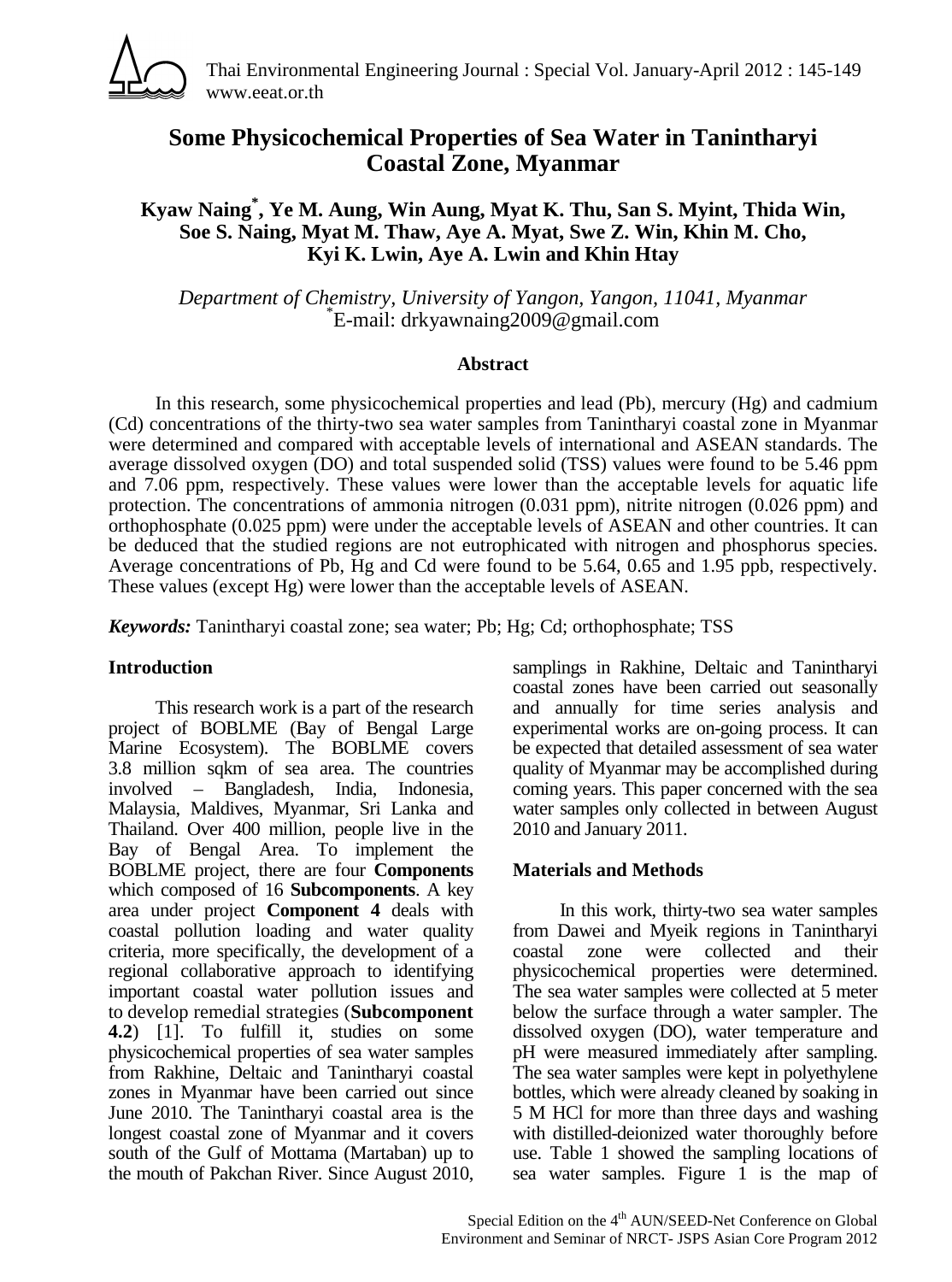# Some Physicochemical Properties of Sea Water in Tanintharyi Coastal Zone, Myanmar

**Kyaw Naing[*], Ye M. Aung, Win Aung, Myat K. Thu, San S. Myint, Thida Win, Soe S. Naing, Myat M. Thaw, Aye A. Myat, Swe Z. Win, Khin M. Cho, Kyi K. Lwin, Aye A. Lwin and Khin Htay**

*Department of Chemistry, University of Yangon, Yangon, 11041, Myanmar*
[*]E-mail: drkyawnaing2009@gmail.com

## Abstract

In this research, some physicochemical properties and lead (Pb), mercury (Hg) and cadmium (Cd) concentrations of the thirty-two sea water samples from Tanintharyi coastal zone in Myanmar were determined and compared with acceptable levels of international and ASEAN standards. The average dissolved oxygen (DO) and total suspended solid (TSS) values were found to be 5.46 ppm and 7.06 ppm, respectively. These values were lower than the acceptable levels for aquatic life protection. The concentrations of ammonia nitrogen (0.031 ppm), nitrite nitrogen (0.026 ppm) and orthophosphate (0.025 ppm) were under the acceptable levels of ASEAN and other countries. It can be deduced that the studied regions are not eutrophicated with nitrogen and phosphorus species. Average concentrations of Pb, Hg and Cd were found to be 5.64, 0.65 and 1.95 ppb, respectively. These values (except Hg) were lower than the acceptable levels of ASEAN.

***Keywords:*** Tanintharyi coastal zone; sea water; Pb; Hg; Cd; orthophosphate; TSS

## Introduction

This research work is a part of the research project of BOBLME (Bay of Bengal Large Marine Ecosystem). The BOBLME covers 3.8 million sqkm of sea area. The countries involved – Bangladesh, India, Indonesia, Malaysia, Maldives, Myanmar, Sri Lanka and Thailand. Over 400 million, people live in the Bay of Bengal Area. To implement the BOBLME project, there are four **Components** which composed of 16 **Subcomponents**. A key area under project **Component 4** deals with coastal pollution loading and water quality criteria, more specifically, the development of a regional collaborative approach to identifying important coastal water pollution issues and to develop remedial strategies (**Subcomponent 4.2**) [1]. To fulfill it, studies on some physicochemical properties of sea water samples from Rakhine, Deltaic and Tanintharyi coastal zones in Myanmar have been carried out since June 2010. The Tanintharyi coastal area is the longest coastal zone of Myanmar and it covers south of the Gulf of Mottama (Martaban) up to the mouth of Pakchan River. Since August 2010, samplings in Rakhine, Deltaic and Tanintharyi coastal zones have been carried out seasonally and annually for time series analysis and experimental works are on-going process. It can be expected that detailed assessment of sea water quality of Myanmar may be accomplished during coming years. This paper concerned with the sea water samples only collected in between August 2010 and January 2011.

## Materials and Methods

In this work, thirty-two sea water samples from Dawei and Myeik regions in Tanintharyi coastal zone were collected and their physicochemical properties were determined. The sea water samples were collected at 5 meter below the surface through a water sampler. The dissolved oxygen (DO), water temperature and pH were measured immediately after sampling. The sea water samples were kept in polyethylene bottles, which were already cleaned by soaking in 5 M HCl for more than three days and washing with distilled-deionized water thoroughly before use. Table 1 showed the sampling locations of sea water samples. Figure 1 is the map of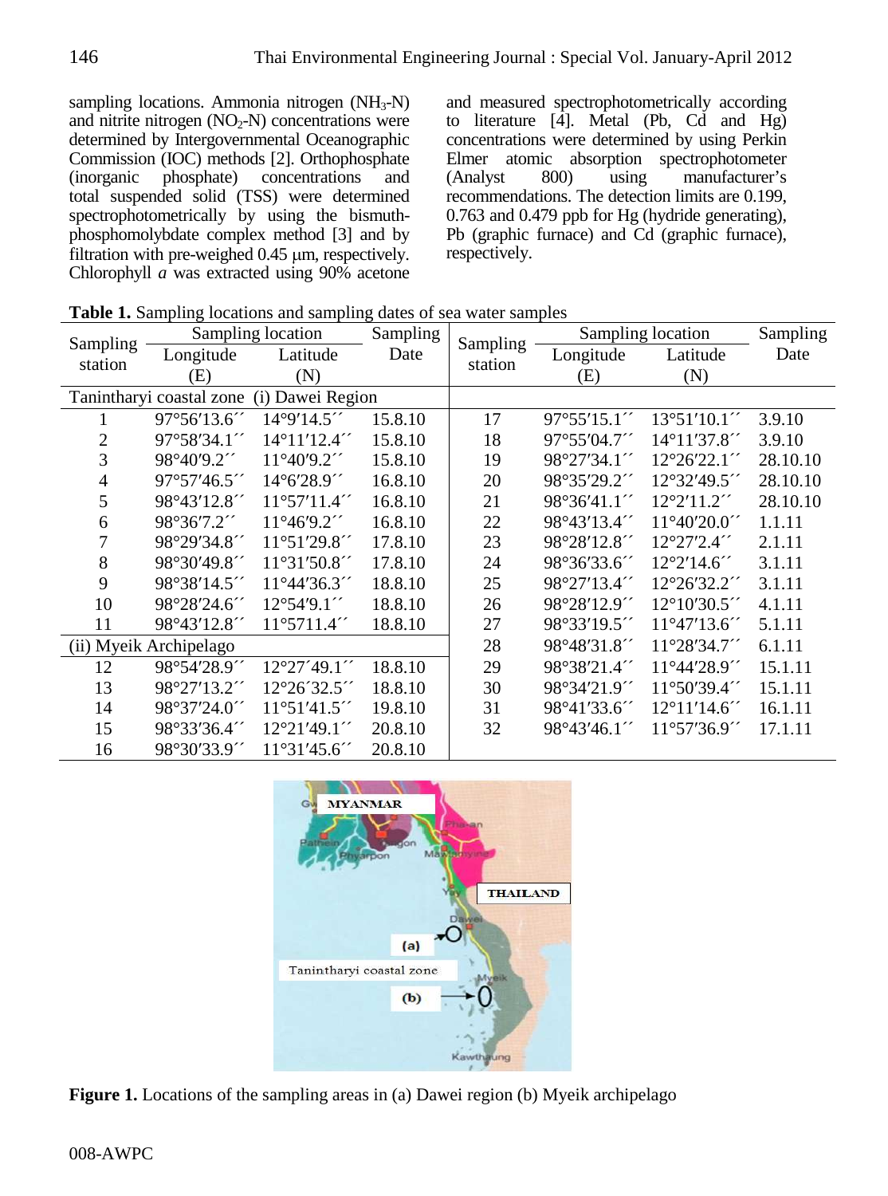sampling locations. Ammonia nitrogen ($NH_3$-N) and nitrite nitrogen ($NO_2$-N) concentrations were determined by Intergovernmental Oceanographic Commission (IOC) methods [2]. Orthophosphate (inorganic phosphate) concentrations and total suspended solid (TSS) were determined spectrophotometrically by using the bismuth-phosphomolybdate complex method [3] and by filtration with pre-weighed 0.45 μm, respectively. Chlorophyll *a* was extracted using 90% acetone and measured spectrophotometrically according to literature [4]. Metal (Pb, Cd and Hg) concentrations were determined by using Perkin Elmer atomic absorption spectrophotometer (Analyst 800) using manufacturer's recommendations. The detection limits are 0.199, 0.763 and 0.479 ppb for Hg (hydride generating), Pb (graphic furnace) and Cd (graphic furnace), respectively.

**Table 1.** Sampling locations and sampling dates of sea water samples

| Sampling station | Sampling location | | Sampling Date | Sampling station | Sampling location | | Sampling Date |
|---|---|---|---|---|---|---|---|
| | Longitude (E) | Latitude (N) | | | Longitude (E) | Latitude (N) | |
| Tanintharyi coastal zone (i) Dawei Region | | | | | | | |
| 1 | 97°56′13.6′′ | 14°9′14.5′′ | 15.8.10 | 17 | 97°55′15.1′′ | 13°51′10.1′′ | 3.9.10 |
| 2 | 97°58′34.1′′ | 14°11′12.4′′ | 15.8.10 | 18 | 97°55′04.7′′ | 14°11′37.8′′ | 3.9.10 |
| 3 | 98°40′9.2′′ | 11°40′9.2′′ | 15.8.10 | 19 | 98°27′34.1′′ | 12°26′22.1′′ | 28.10.10 |
| 4 | 97°57′46.5′′ | 14°6′28.9′′ | 16.8.10 | 20 | 98°35′29.2′′ | 12°32′49.5′′ | 28.10.10 |
| 5 | 98°43′12.8′′ | 11°57′11.4′′ | 16.8.10 | 21 | 98°36′41.1′′ | 12°2′11.2′′ | 28.10.10 |
| 6 | 98°36′7.2′′ | 11°46′9.2′′ | 16.8.10 | 22 | 98°43′13.4′′ | 11°40′20.0′′ | 1.1.11 |
| 7 | 98°29′34.8′′ | 11°51′29.8′′ | 17.8.10 | 23 | 98°28′12.8′′ | 12°27′2.4′′ | 2.1.11 |
| 8 | 98°30′49.8′′ | 11°31′50.8′′ | 17.8.10 | 24 | 98°36′33.6′′ | 12°2′14.6′′ | 3.1.11 |
| 9 | 98°38′14.5′′ | 11°44′36.3′′ | 18.8.10 | 25 | 98°27′13.4′′ | 12°26′32.2′′ | 3.1.11 |
| 10 | 98°28′24.6′′ | 12°54′9.1′′ | 18.8.10 | 26 | 98°28′12.9′′ | 12°10′30.5′′ | 4.1.11 |
| 11 | 98°43′12.8′′ | 11°5711.4′′ | 18.8.10 | 27 | 98°33′19.5′′ | 11°47′13.6′′ | 5.1.11 |
| (ii) Myeik Archipelago | | | | 28 | 98°48′31.8′′ | 11°28′34.7′′ | 6.1.11 |
| 12 | 98°54′28.9′′ | 12°27′49.1′′ | 18.8.10 | 29 | 98°38′21.4′′ | 11°44′28.9′′ | 15.1.11 |
| 13 | 98°27′13.2′′ | 12°26′32.5′′ | 18.8.10 | 30 | 98°34′21.9′′ | 11°50′39.4′′ | 15.1.11 |
| 14 | 98°37′24.0′′ | 11°51′41.5′′ | 19.8.10 | 31 | 98°41′33.6′′ | 12°11′14.6′′ | 16.1.11 |
| 15 | 98°33′36.4′′ | 12°21′49.1′′ | 20.8.10 | 32 | 98°43′46.1′′ | 11°57′36.9′′ | 17.1.11 |
| 16 | 98°30′33.9′′ | 11°31′45.6′′ | 20.8.10 | | | | |

**Figure 1.** Locations of the sampling areas in (a) Dawei region (b) Myeik archipelago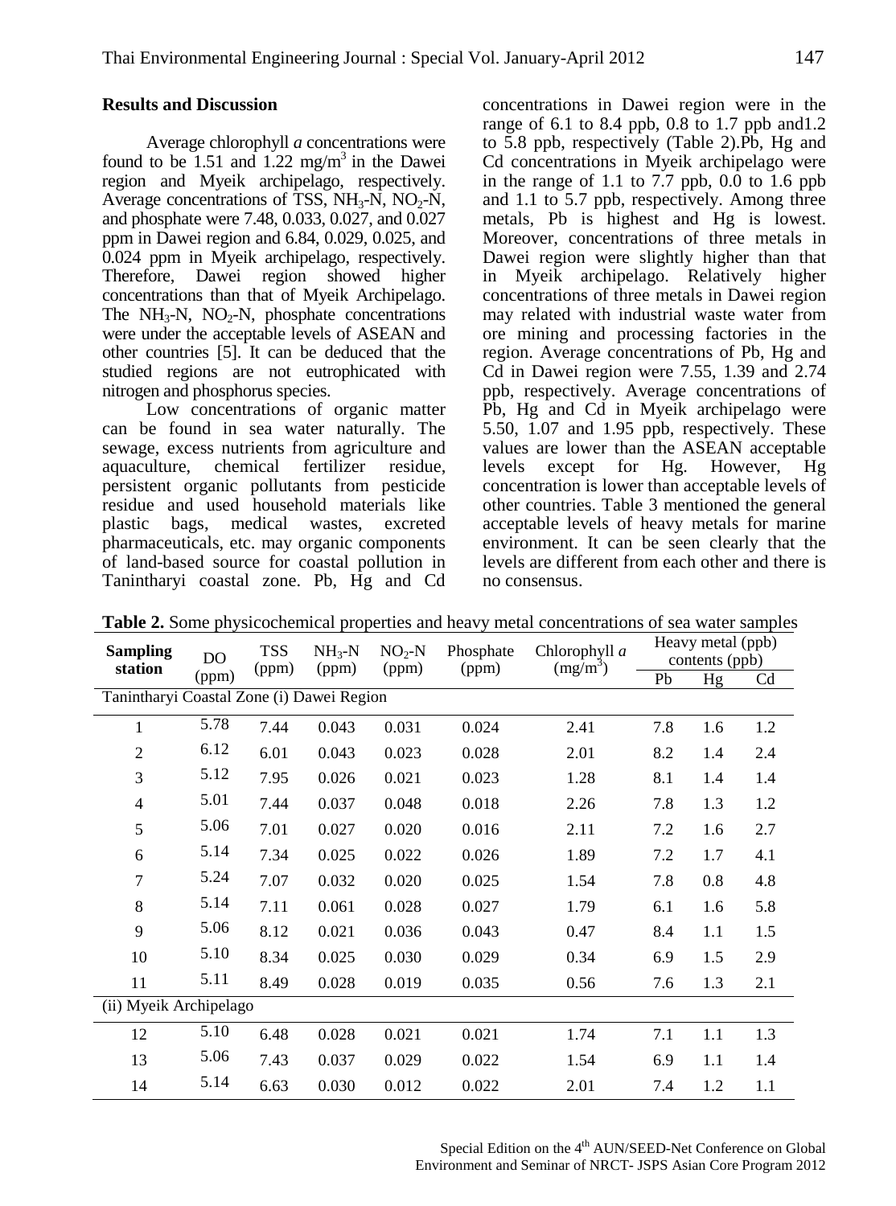## Results and Discussion

Average chlorophyll *a* concentrations were found to be 1.51 and 1.22 mg/m$^3$ in the Dawei region and Myeik archipelago, respectively. Average concentrations of TSS, $NH_3$-N, $NO_2$-N, and phosphate were 7.48, 0.033, 0.027, and 0.027 ppm in Dawei region and 6.84, 0.029, 0.025, and 0.024 ppm in Myeik archipelago, respectively. Therefore, Dawei region showed higher concentrations than that of Myeik Archipelago. The $NH_3$-N, $NO_2$-N, phosphate concentrations were under the acceptable levels of ASEAN and other countries [5]. It can be deduced that the studied regions are not eutrophicated with nitrogen and phosphorus species.

Low concentrations of organic matter can be found in sea water naturally. The sewage, excess nutrients from agriculture and aquaculture, chemical fertilizer residue, persistent organic pollutants from pesticide residue and used household materials like plastic bags, medical wastes, excreted pharmaceuticals, etc. may organic components of land-based source for coastal pollution in Tanintharyi coastal zone. Pb, Hg and Cd concentrations in Dawei region were in the range of 6.1 to 8.4 ppb, 0.8 to 1.7 ppb and1.2 to 5.8 ppb, respectively (Table 2).Pb, Hg and Cd concentrations in Myeik archipelago were in the range of 1.1 to 7.7 ppb, 0.0 to 1.6 ppb and 1.1 to 5.7 ppb, respectively. Among three metals, Pb is highest and Hg is lowest. Moreover, concentrations of three metals in Dawei region were slightly higher than that in Myeik archipelago. Relatively higher concentrations of three metals in Dawei region may related with industrial waste water from ore mining and processing factories in the region. Average concentrations of Pb, Hg and Cd in Dawei region were 7.55, 1.39 and 2.74 ppb, respectively. Average concentrations of Pb, Hg and Cd in Myeik archipelago were 5.50, 1.07 and 1.95 ppb, respectively. These values are lower than the ASEAN acceptable levels except for Hg. However, Hg concentration is lower than acceptable levels of other countries. Table 3 mentioned the general acceptable levels of heavy metals for marine environment. It can be seen clearly that the levels are different from each other and there is no consensus.

**Table 2.** Some physicochemical properties and heavy metal concentrations of sea water samples

| Sampling station | DO (ppm) | TSS (ppm) | $NH_3$-N (ppm) | $NO_2$-N (ppm) | Phosphate (ppm) | Chlorophyll *a* (mg/m$^3$) | Heavy metal (ppb) contents (ppb) | | |
|---|---|---|---|---|---|---|---|---|---|
| | | | | | | | Pb | Hg | Cd |
| Tanintharyi Coastal Zone (i) Dawei Region | | | | | | | | | |
| 1 | 5.78 | 7.44 | 0.043 | 0.031 | 0.024 | 2.41 | 7.8 | 1.6 | 1.2 |
| 2 | 6.12 | 6.01 | 0.043 | 0.023 | 0.028 | 2.01 | 8.2 | 1.4 | 2.4 |
| 3 | 5.12 | 7.95 | 0.026 | 0.021 | 0.023 | 1.28 | 8.1 | 1.4 | 1.4 |
| 4 | 5.01 | 7.44 | 0.037 | 0.048 | 0.018 | 2.26 | 7.8 | 1.3 | 1.2 |
| 5 | 5.06 | 7.01 | 0.027 | 0.020 | 0.016 | 2.11 | 7.2 | 1.6 | 2.7 |
| 6 | 5.14 | 7.34 | 0.025 | 0.022 | 0.026 | 1.89 | 7.2 | 1.7 | 4.1 |
| 7 | 5.24 | 7.07 | 0.032 | 0.020 | 0.025 | 1.54 | 7.8 | 0.8 | 4.8 |
| 8 | 5.14 | 7.11 | 0.061 | 0.028 | 0.027 | 1.79 | 6.1 | 1.6 | 5.8 |
| 9 | 5.06 | 8.12 | 0.021 | 0.036 | 0.043 | 0.47 | 8.4 | 1.1 | 1.5 |
| 10 | 5.10 | 8.34 | 0.025 | 0.030 | 0.029 | 0.34 | 6.9 | 1.5 | 2.9 |
| 11 | 5.11 | 8.49 | 0.028 | 0.019 | 0.035 | 0.56 | 7.6 | 1.3 | 2.1 |
| (ii) Myeik Archipelago | | | | | | | | | |
| 12 | 5.10 | 6.48 | 0.028 | 0.021 | 0.021 | 1.74 | 7.1 | 1.1 | 1.3 |
| 13 | 5.06 | 7.43 | 0.037 | 0.029 | 0.022 | 1.54 | 6.9 | 1.1 | 1.4 |
| 14 | 5.14 | 6.63 | 0.030 | 0.012 | 0.022 | 2.01 | 7.4 | 1.2 | 1.1 |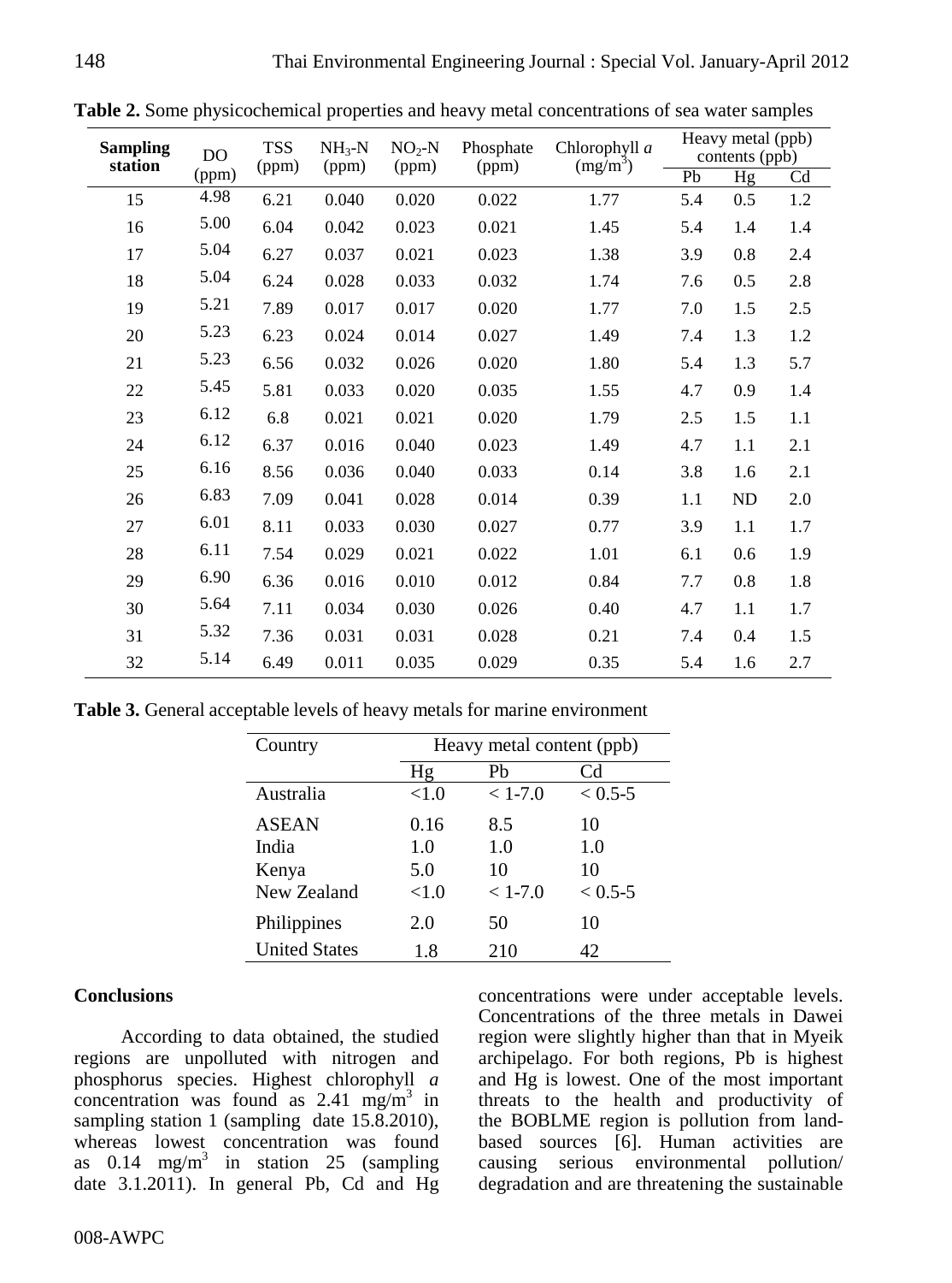**Table 2.** Some physicochemical properties and heavy metal concentrations of sea water samples

| Sampling station | DO (ppm) | TSS (ppm) | $NH_3$-N (ppm) | $NO_2$-N (ppm) | Phosphate (ppm) | Chlorophyll *a* ($mg/m^3$) | Heavy metal (ppb) contents (ppb) | | |
|---|---|---|---|---|---|---|---|---|---|
| | | | | | | | Pb | Hg | Cd |
| 15 | 4.98 | 6.21 | 0.040 | 0.020 | 0.022 | 1.77 | 5.4 | 0.5 | 1.2 |
| 16 | 5.00 | 6.04 | 0.042 | 0.023 | 0.021 | 1.45 | 5.4 | 1.4 | 1.4 |
| 17 | 5.04 | 6.27 | 0.037 | 0.021 | 0.023 | 1.38 | 3.9 | 0.8 | 2.4 |
| 18 | 5.04 | 6.24 | 0.028 | 0.033 | 0.032 | 1.74 | 7.6 | 0.5 | 2.8 |
| 19 | 5.21 | 7.89 | 0.017 | 0.017 | 0.020 | 1.77 | 7.0 | 1.5 | 2.5 |
| 20 | 5.23 | 6.23 | 0.024 | 0.014 | 0.027 | 1.49 | 7.4 | 1.3 | 1.2 |
| 21 | 5.23 | 6.56 | 0.032 | 0.026 | 0.020 | 1.80 | 5.4 | 1.3 | 5.7 |
| 22 | 5.45 | 5.81 | 0.033 | 0.020 | 0.035 | 1.55 | 4.7 | 0.9 | 1.4 |
| 23 | 6.12 | 6.8 | 0.021 | 0.021 | 0.020 | 1.79 | 2.5 | 1.5 | 1.1 |
| 24 | 6.12 | 6.37 | 0.016 | 0.040 | 0.023 | 1.49 | 4.7 | 1.1 | 2.1 |
| 25 | 6.16 | 8.56 | 0.036 | 0.040 | 0.033 | 0.14 | 3.8 | 1.6 | 2.1 |
| 26 | 6.83 | 7.09 | 0.041 | 0.028 | 0.014 | 0.39 | 1.1 | ND | 2.0 |
| 27 | 6.01 | 8.11 | 0.033 | 0.030 | 0.027 | 0.77 | 3.9 | 1.1 | 1.7 |
| 28 | 6.11 | 7.54 | 0.029 | 0.021 | 0.022 | 1.01 | 6.1 | 0.6 | 1.9 |
| 29 | 6.90 | 6.36 | 0.016 | 0.010 | 0.012 | 0.84 | 7.7 | 0.8 | 1.8 |
| 30 | 5.64 | 7.11 | 0.034 | 0.030 | 0.026 | 0.40 | 4.7 | 1.1 | 1.7 |
| 31 | 5.32 | 7.36 | 0.031 | 0.031 | 0.028 | 0.21 | 7.4 | 0.4 | 1.5 |
| 32 | 5.14 | 6.49 | 0.011 | 0.035 | 0.029 | 0.35 | 5.4 | 1.6 | 2.7 |

**Table 3.** General acceptable levels of heavy metals for marine environment

| Country | Heavy metal content (ppb) | | |
|---|---|---|---|
| | Hg | Pb | Cd |
| Australia | <1.0 | < 1-7.0 | < 0.5-5 |
| ASEAN | 0.16 | 8.5 | 10 |
| India | 1.0 | 1.0 | 1.0 |
| Kenya | 5.0 | 10 | 10 |
| New Zealand | <1.0 | < 1-7.0 | < 0.5-5 |
| Philippines | 2.0 | 50 | 10 |
| United States | 1.8 | 210 | 42 |

## Conclusions

According to data obtained, the studied regions are unpolluted with nitrogen and phosphorus species. Highest chlorophyll *a* concentration was found as 2.41 $mg/m^3$ in sampling station 1 (sampling date 15.8.2010), whereas lowest concentration was found as 0.14 $mg/m^3$ in station 25 (sampling date 3.1.2011). In general Pb, Cd and Hg concentrations were under acceptable levels. Concentrations of the three metals in Dawei region were slightly higher than that in Myeik archipelago. For both regions, Pb is highest and Hg is lowest. One of the most important threats to the health and productivity of the BOBLME region is pollution from land-based sources [6]. Human activities are causing serious environmental pollution/ degradation and are threatening the sustainable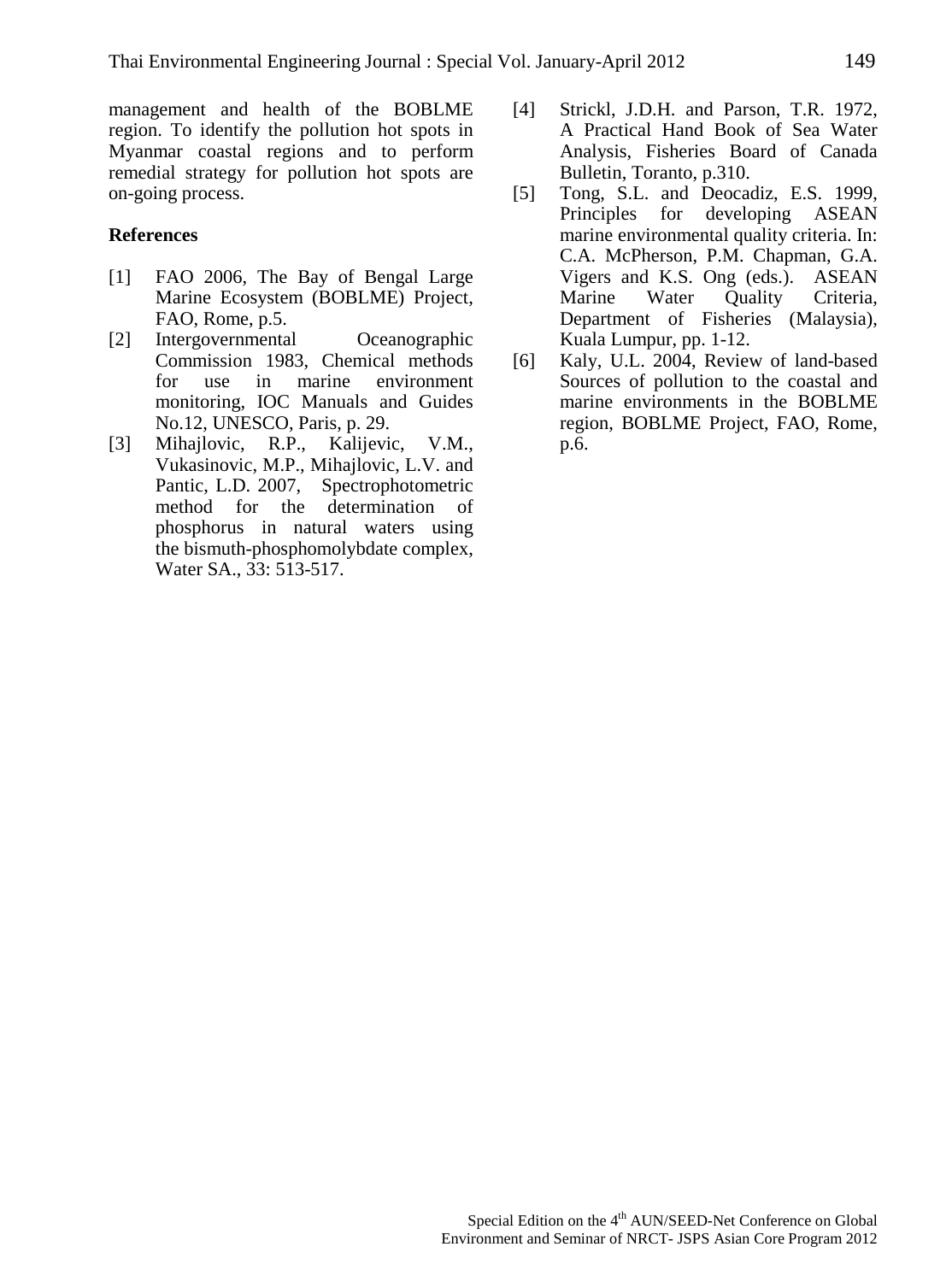management and health of the BOBLME region. To identify the pollution hot spots in Myanmar coastal regions and to perform remedial strategy for pollution hot spots are on-going process.

**References**

[1] FAO 2006, The Bay of Bengal Large Marine Ecosystem (BOBLME) Project, FAO, Rome, p.5.

[2] Intergovernmental Oceanographic Commission 1983, Chemical methods for use in marine environment monitoring, IOC Manuals and Guides No.12, UNESCO, Paris, p. 29.

[3] Mihajlovic, R.P., Kalijevic, V.M., Vukasinovic, M.P., Mihajlovic, L.V. and Pantic, L.D. 2007, Spectrophotometric method for the determination of phosphorus in natural waters using the bismuth-phosphomolybdate complex, Water SA., 33: 513-517.

[4] Strickl, J.D.H. and Parson, T.R. 1972, A Practical Hand Book of Sea Water Analysis, Fisheries Board of Canada Bulletin, Toranto, p.310.

[5] Tong, S.L. and Deocadiz, E.S. 1999, Principles for developing ASEAN marine environmental quality criteria. In: C.A. McPherson, P.M. Chapman, G.A. Vigers and K.S. Ong (eds.). ASEAN Marine Water Quality Criteria, Department of Fisheries (Malaysia), Kuala Lumpur, pp. 1-12.

[6] Kaly, U.L. 2004, Review of land-based Sources of pollution to the coastal and marine environments in the BOBLME region, BOBLME Project, FAO, Rome, p.6.